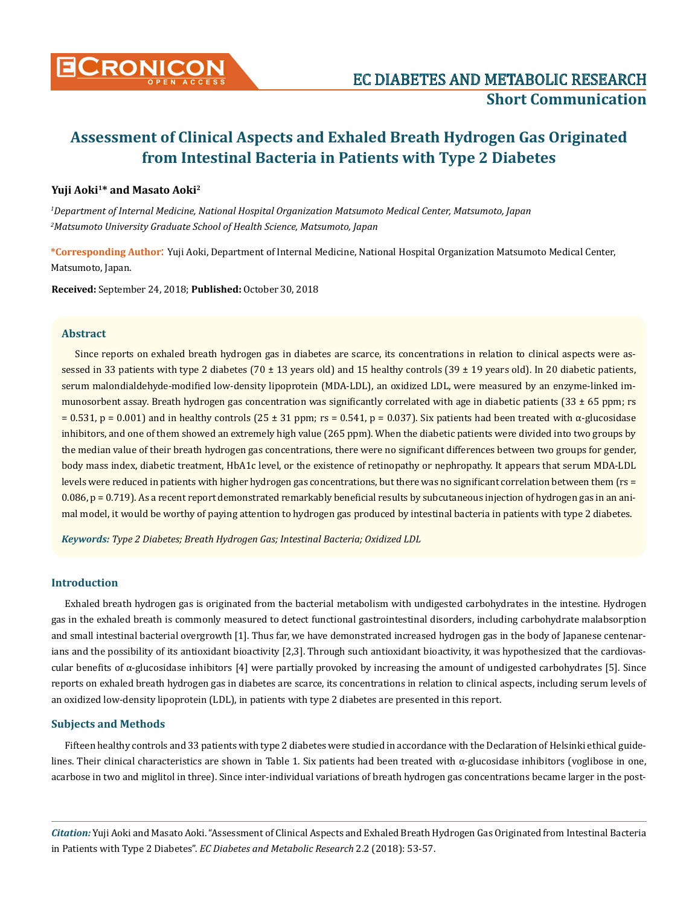# Assessment of Clinical Aspects and Exhaled Breath Hydrogen Gas Originated from Intestinal Bacteria in Patients with Type 2 Diabetes

**Yuji Aoki[1]* and Masato Aoki[2]**

*[1]Department of Internal Medicine, National Hospital Organization Matsumoto Medical Center, Matsumoto, Japan*

*[2]Matsumoto University Graduate School of Health Science, Matsumoto, Japan*

**\*Corresponding Author:** Yuji Aoki, Department of Internal Medicine, National Hospital Organization Matsumoto Medical Center, Matsumoto, Japan.

**Received:** September 24, 2018; **Published:** October 30, 2018

## Abstract

Since reports on exhaled breath hydrogen gas in diabetes are scarce, its concentrations in relation to clinical aspects were assessed in 33 patients with type 2 diabetes (70 ± 13 years old) and 15 healthy controls (39 ± 19 years old). In 20 diabetic patients, serum malondialdehyde-modified low-density lipoprotein (MDA-LDL), an oxidized LDL, were measured by an enzyme-linked immunosorbent assay. Breath hydrogen gas concentration was significantly correlated with age in diabetic patients (33 ± 65 ppm; rs = 0.531, p = 0.001) and in healthy controls (25 ± 31 ppm; rs = 0.541, p = 0.037). Six patients had been treated with α-glucosidase inhibitors, and one of them showed an extremely high value (265 ppm). When the diabetic patients were divided into two groups by the median value of their breath hydrogen gas concentrations, there were no significant differences between two groups for gender, body mass index, diabetic treatment, HbA1c level, or the existence of retinopathy or nephropathy. It appears that serum MDA-LDL levels were reduced in patients with higher hydrogen gas concentrations, but there was no significant correlation between them (rs = 0.086, p = 0.719). As a recent report demonstrated remarkably beneficial results by subcutaneous injection of hydrogen gas in an animal model, it would be worthy of paying attention to hydrogen gas produced by intestinal bacteria in patients with type 2 diabetes.

***Keywords:*** *Type 2 Diabetes; Breath Hydrogen Gas; Intestinal Bacteria; Oxidized LDL*

## Introduction

Exhaled breath hydrogen gas is originated from the bacterial metabolism with undigested carbohydrates in the intestine. Hydrogen gas in the exhaled breath is commonly measured to detect functional gastrointestinal disorders, including carbohydrate malabsorption and small intestinal bacterial overgrowth [1]. Thus far, we have demonstrated increased hydrogen gas in the body of Japanese centenarians and the possibility of its antioxidant bioactivity [2,3]. Through such antioxidant bioactivity, it was hypothesized that the cardiovascular benefits of α-glucosidase inhibitors [4] were partially provoked by increasing the amount of undigested carbohydrates [5]. Since reports on exhaled breath hydrogen gas in diabetes are scarce, its concentrations in relation to clinical aspects, including serum levels of an oxidized low-density lipoprotein (LDL), in patients with type 2 diabetes are presented in this report.

## Subjects and Methods

Fifteen healthy controls and 33 patients with type 2 diabetes were studied in accordance with the Declaration of Helsinki ethical guidelines. Their clinical characteristics are shown in Table 1. Six patients had been treated with α-glucosidase inhibitors (voglibose in one, acarbose in two and miglitol in three). Since inter-individual variations of breath hydrogen gas concentrations became larger in the post-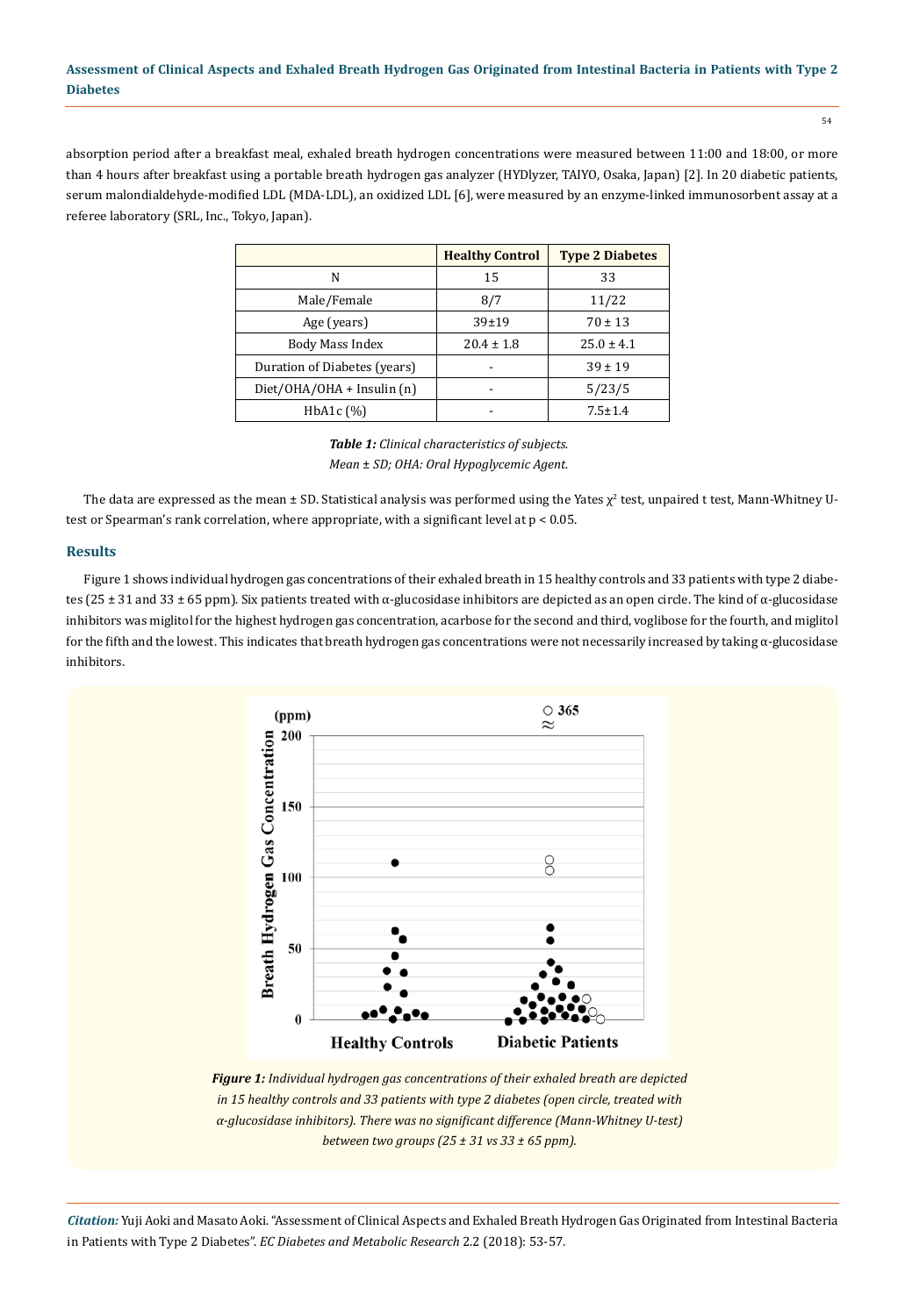absorption period after a breakfast meal, exhaled breath hydrogen concentrations were measured between 11:00 and 18:00, or more than 4 hours after breakfast using a portable breath hydrogen gas analyzer (HYDlyzer, TAIYO, Osaka, Japan) [2]. In 20 diabetic patients, serum malondialdehyde-modified LDL (MDA-LDL), an oxidized LDL [6], were measured by an enzyme-linked immunosorbent assay at a referee laboratory (SRL, Inc., Tokyo, Japan).

| | Healthy Control | Type 2 Diabetes |
|---|---|---|
| N | 15 | 33 |
| Male/Female | 8/7 | 11/22 |
| Age (years) | 39±19 | 70 ± 13 |
| Body Mass Index | 20.4 ± 1.8 | 25.0 ± 4.1 |
| Duration of Diabetes (years) | - | 39 ± 19 |
| Diet/OHA/OHA + Insulin (n) | - | 5/23/5 |
| HbA1c (%) | - | 7.5±1.4 |

***Table 1:** Clinical characteristics of subjects.*
*Mean ± SD; OHA: Oral Hypoglycemic Agent.*

The data are expressed as the mean ± SD. Statistical analysis was performed using the Yates $\chi^2$ test, unpaired t test, Mann-Whitney U-test or Spearman's rank correlation, where appropriate, with a significant level at $p < 0.05$.

## Results

Figure 1 shows individual hydrogen gas concentrations of their exhaled breath in 15 healthy controls and 33 patients with type 2 diabetes (25 ± 31 and 33 ± 65 ppm). Six patients treated with α-glucosidase inhibitors are depicted as an open circle. The kind of α-glucosidase inhibitors was miglitol for the highest hydrogen gas concentration, acarbose for the second and third, voglibose for the fourth, and miglitol for the fifth and the lowest. This indicates that breath hydrogen gas concentrations were not necessarily increased by taking α-glucosidase inhibitors.

***Figure 1:** Individual hydrogen gas concentrations of their exhaled breath are depicted in 15 healthy controls and 33 patients with type 2 diabetes (open circle, treated with α-glucosidase inhibitors). There was no significant difference (Mann-Whitney U-test) between two groups (25 ± 31 vs 33 ± 65 ppm).*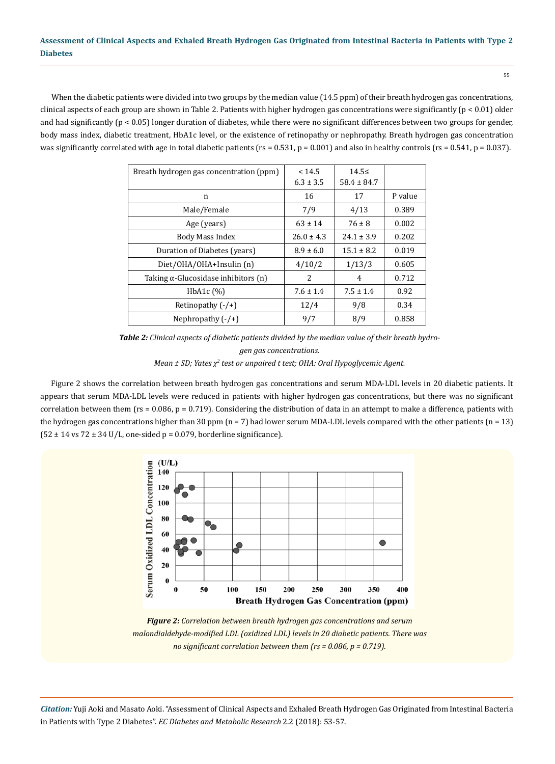When the diabetic patients were divided into two groups by the median value (14.5 ppm) of their breath hydrogen gas concentrations, clinical aspects of each group are shown in Table 2. Patients with higher hydrogen gas concentrations were significantly ($p < 0.01$) older and had significantly ($p < 0.05$) longer duration of diabetes, while there were no significant differences between two groups for gender, body mass index, diabetic treatment, HbA1c level, or the existence of retinopathy or nephropathy. Breath hydrogen gas concentration was significantly correlated with age in total diabetic patients (rs = 0.531, p = 0.001) and also in healthy controls (rs = 0.541, p = 0.037).

| Breath hydrogen gas concentration (ppm) | < 14.5<br>6.3 ± 3.5 | 14.5≤<br>58.4 ± 84.7 | |
|---|---|---|---|
| n | 16 | 17 | P value |
| Male/Female | 7/9 | 4/13 | 0.389 |
| Age (years) | 63 ± 14 | 76 ± 8 | 0.002 |
| Body Mass Index | 26.0 ± 4.3 | 24.1 ± 3.9 | 0.202 |
| Duration of Diabetes (years) | 8.9 ± 6.0 | 15.1 ± 8.2 | 0.019 |
| Diet/OHA/OHA+Insulin (n) | 4/10/2 | 1/13/3 | 0.605 |
| Taking α-Glucosidase inhibitors (n) | 2 | 4 | 0.712 |
| HbA1c (%) | 7.6 ± 1.4 | 7.5 ± 1.4 | 0.92 |
| Retinopathy (-/+) | 12/4 | 9/8 | 0.34 |
| Nephropathy (-/+) | 9/7 | 8/9 | 0.858 |

***Table 2:*** *Clinical aspects of diabetic patients divided by the median value of their breath hydrogen gas concentrations.*

*Mean ± SD; Yates $\chi^2$ test or unpaired t test; OHA: Oral Hypoglycemic Agent.*

Figure 2 shows the correlation between breath hydrogen gas concentrations and serum MDA-LDL levels in 20 diabetic patients. It appears that serum MDA-LDL levels were reduced in patients with higher hydrogen gas concentrations, but there was no significant correlation between them (rs = 0.086, p = 0.719). Considering the distribution of data in an attempt to make a difference, patients with the hydrogen gas concentrations higher than 30 ppm (n = 7) had lower serum MDA-LDL levels compared with the other patients (n = 13) (52 ± 14 vs 72 ± 34 U/L, one-sided p = 0.079, borderline significance).

***Figure 2:*** *Correlation between breath hydrogen gas concentrations and serum malondialdehyde-modified LDL (oxidized LDL) levels in 20 diabetic patients. There was no significant correlation between them (rs = 0.086, p = 0.719).*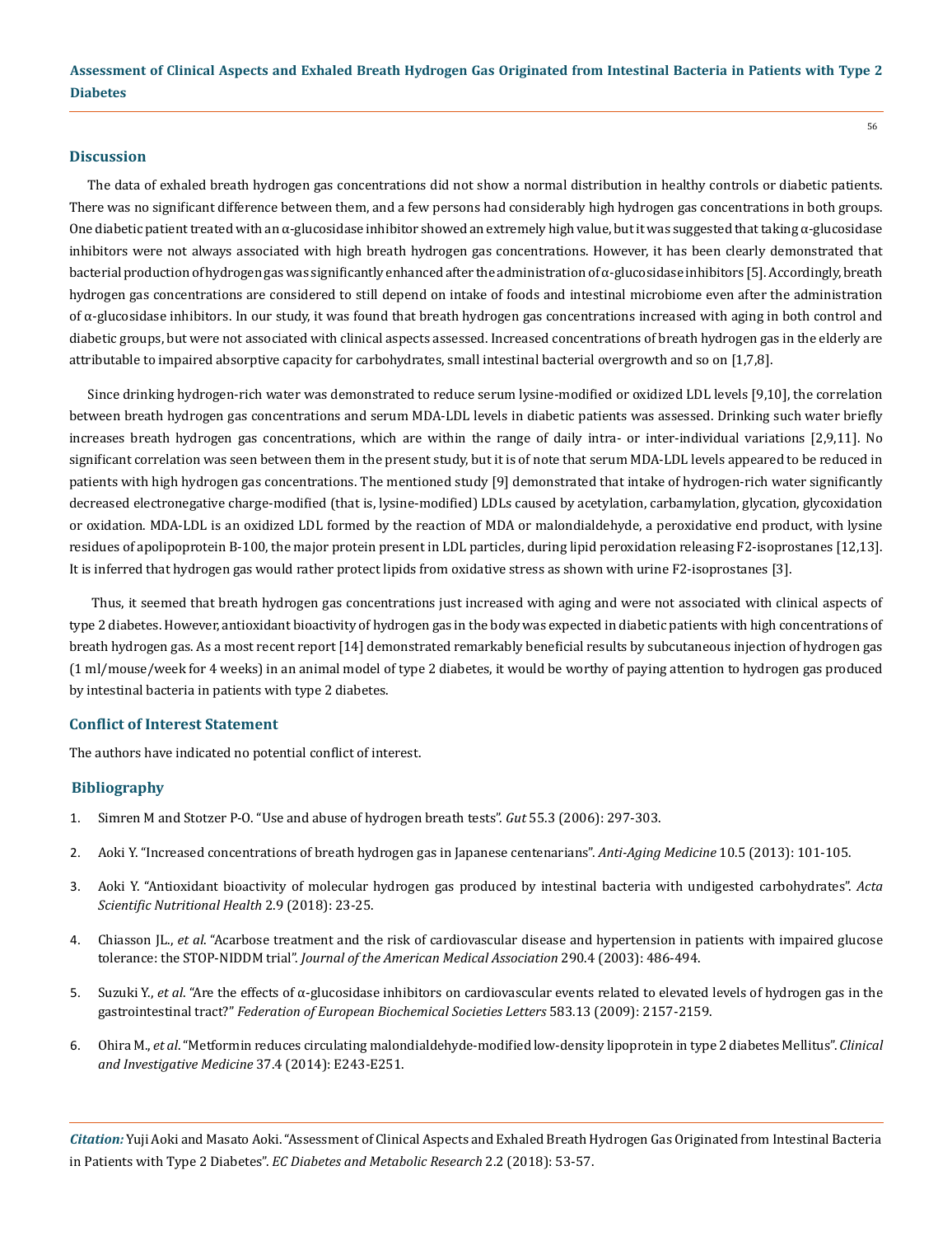## Discussion

The data of exhaled breath hydrogen gas concentrations did not show a normal distribution in healthy controls or diabetic patients. There was no significant difference between them, and a few persons had considerably high hydrogen gas concentrations in both groups. One diabetic patient treated with an α-glucosidase inhibitor showed an extremely high value, but it was suggested that taking α-glucosidase inhibitors were not always associated with high breath hydrogen gas concentrations. However, it has been clearly demonstrated that bacterial production of hydrogen gas was significantly enhanced after the administration of α-glucosidase inhibitors [5]. Accordingly, breath hydrogen gas concentrations are considered to still depend on intake of foods and intestinal microbiome even after the administration of α-glucosidase inhibitors. In our study, it was found that breath hydrogen gas concentrations increased with aging in both control and diabetic groups, but were not associated with clinical aspects assessed. Increased concentrations of breath hydrogen gas in the elderly are attributable to impaired absorptive capacity for carbohydrates, small intestinal bacterial overgrowth and so on [1,7,8].

Since drinking hydrogen-rich water was demonstrated to reduce serum lysine-modified or oxidized LDL levels [9,10], the correlation between breath hydrogen gas concentrations and serum MDA-LDL levels in diabetic patients was assessed. Drinking such water briefly increases breath hydrogen gas concentrations, which are within the range of daily intra- or inter-individual variations [2,9,11]. No significant correlation was seen between them in the present study, but it is of note that serum MDA-LDL levels appeared to be reduced in patients with high hydrogen gas concentrations. The mentioned study [9] demonstrated that intake of hydrogen-rich water significantly decreased electronegative charge-modified (that is, lysine-modified) LDLs caused by acetylation, carbamylation, glycation, glycoxidation or oxidation. MDA-LDL is an oxidized LDL formed by the reaction of MDA or malondialdehyde, a peroxidative end product, with lysine residues of apolipoprotein B-100, the major protein present in LDL particles, during lipid peroxidation releasing F2-isoprostanes [12,13]. It is inferred that hydrogen gas would rather protect lipids from oxidative stress as shown with urine F2-isoprostanes [3].

Thus, it seemed that breath hydrogen gas concentrations just increased with aging and were not associated with clinical aspects of type 2 diabetes. However, antioxidant bioactivity of hydrogen gas in the body was expected in diabetic patients with high concentrations of breath hydrogen gas. As a most recent report [14] demonstrated remarkably beneficial results by subcutaneous injection of hydrogen gas (1 ml/mouse/week for 4 weeks) in an animal model of type 2 diabetes, it would be worthy of paying attention to hydrogen gas produced by intestinal bacteria in patients with type 2 diabetes.

## Conflict of Interest Statement

The authors have indicated no potential conflict of interest.

## Bibliography

1. Simren M and Stotzer P-O. "Use and abuse of hydrogen breath tests". *Gut* 55.3 (2006): 297-303.
2. Aoki Y. "Increased concentrations of breath hydrogen gas in Japanese centenarians". *Anti-Aging Medicine* 10.5 (2013): 101-105.
3. Aoki Y. "Antioxidant bioactivity of molecular hydrogen gas produced by intestinal bacteria with undigested carbohydrates". *Acta Scientific Nutritional Health* 2.9 (2018): 23-25.
4. Chiasson JL., *et al*. "Acarbose treatment and the risk of cardiovascular disease and hypertension in patients with impaired glucose tolerance: the STOP-NIDDM trial". *Journal of the American Medical Association* 290.4 (2003): 486-494.
5. Suzuki Y., *et al*. "Are the effects of α-glucosidase inhibitors on cardiovascular events related to elevated levels of hydrogen gas in the gastrointestinal tract?" *Federation of European Biochemical Societies Letters* 583.13 (2009): 2157-2159.
6. Ohira M., *et al*. "Metformin reduces circulating malondialdehyde-modified low-density lipoprotein in type 2 diabetes Mellitus". *Clinical and Investigative Medicine* 37.4 (2014): E243-E251.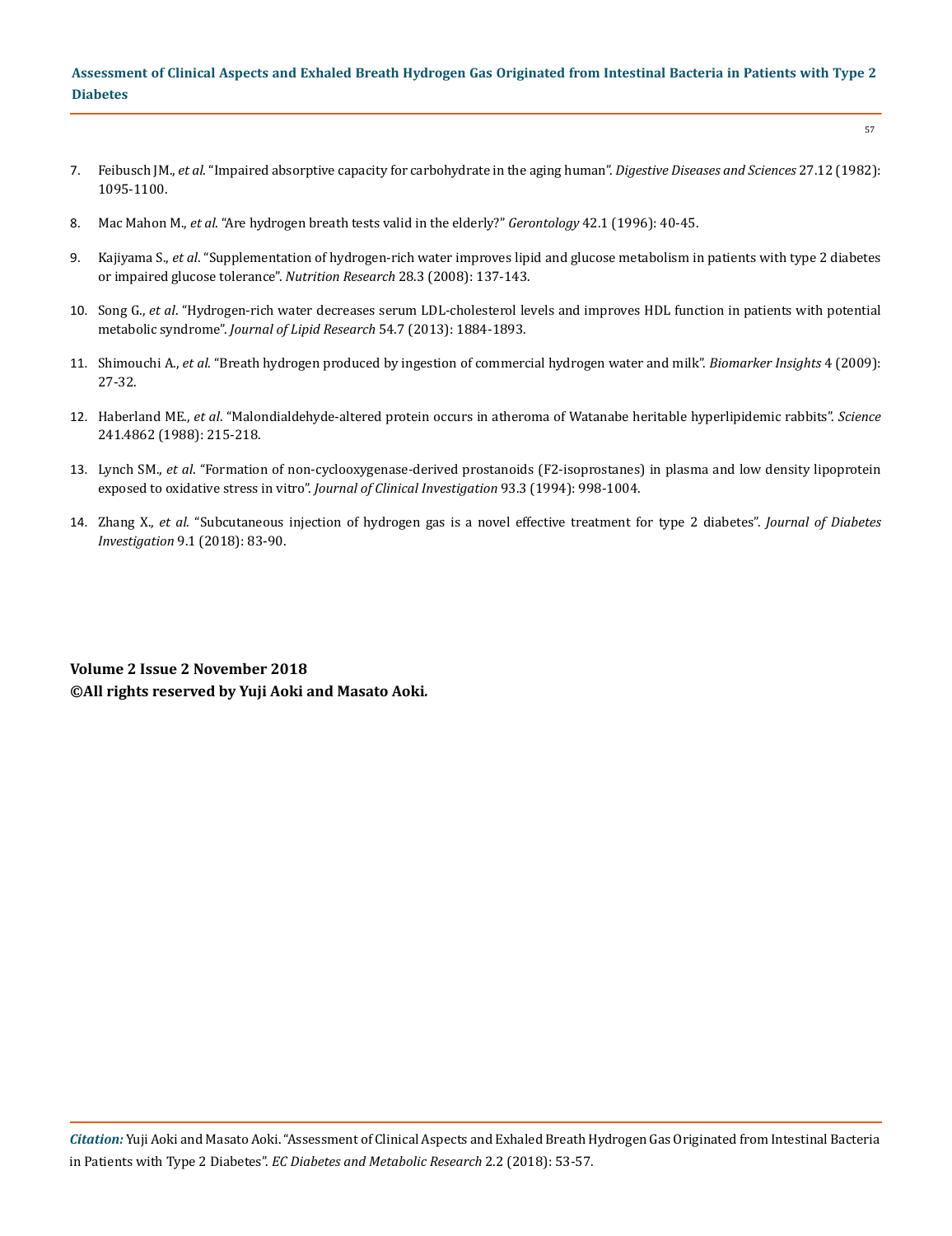7. Feibusch JM., *et al*. "Impaired absorptive capacity for carbohydrate in the aging human". *Digestive Diseases and Sciences* 27.12 (1982): 1095-1100.

8. Mac Mahon M., *et al*. "Are hydrogen breath tests valid in the elderly?" *Gerontology* 42.1 (1996): 40-45.

9. Kajiyama S., *et al*. "Supplementation of hydrogen-rich water improves lipid and glucose metabolism in patients with type 2 diabetes or impaired glucose tolerance". *Nutrition Research* 28.3 (2008): 137-143.

10. Song G., *et al*. "Hydrogen-rich water decreases serum LDL-cholesterol levels and improves HDL function in patients with potential metabolic syndrome". *Journal of Lipid Research* 54.7 (2013): 1884-1893.

11. Shimouchi A., *et al*. "Breath hydrogen produced by ingestion of commercial hydrogen water and milk". *Biomarker Insights* 4 (2009): 27-32.

12. Haberland ME., *et al*. "Malondialdehyde-altered protein occurs in atheroma of Watanabe heritable hyperlipidemic rabbits". *Science* 241.4862 (1988): 215-218.

13. Lynch SM., *et al*. "Formation of non-cyclooxygenase-derived prostanoids (F2-isoprostanes) in plasma and low density lipoprotein exposed to oxidative stress in vitro". *Journal of Clinical Investigation* 93.3 (1994): 998-1004.

14. Zhang X., *et al*. "Subcutaneous injection of hydrogen gas is a novel effective treatment for type 2 diabetes". *Journal of Diabetes Investigation* 9.1 (2018): 83-90.

**Volume 2 Issue 2 November 2018**
**©All rights reserved by Yuji Aoki and Masato Aoki.**